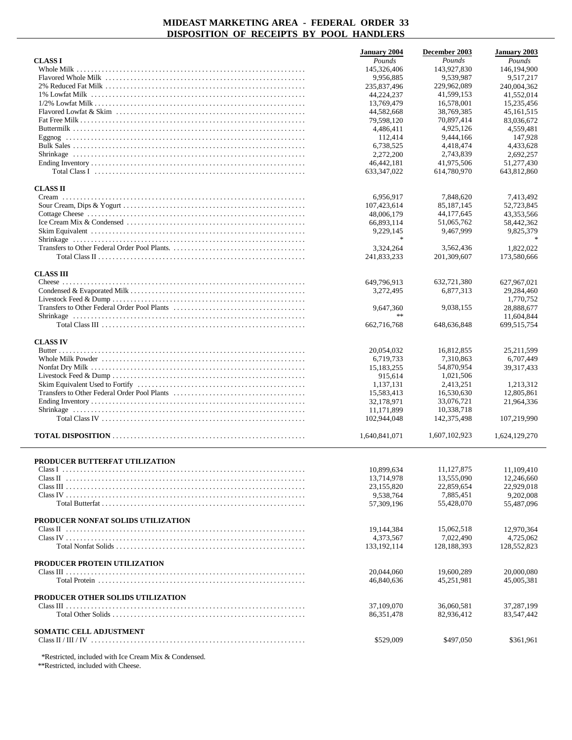# MIDEAST MARKETING AREA - FEDERAL ORDER 33
## DISPOSITION OF RECEIPTS BY POOL HANDLERS

| | January 2004 | December 2003 | January 2003 |
|---|---|---|---|
| | *Pounds* | *Pounds* | *Pounds* |
| **CLASS I** | | | |
| Whole Milk | 145,326,406 | 143,927,830 | 146,194,900 |
| Flavored Whole Milk | 9,956,885 | 9,539,987 | 9,517,217 |
| 2% Reduced Fat Milk | 235,837,496 | 229,962,089 | 240,004,362 |
| 1% Lowfat Milk | 44,224,237 | 41,599,153 | 41,552,014 |
| 1/2% Lowfat Milk | 13,769,479 | 16,578,001 | 15,235,456 |
| Flavored Lowfat & Skim | 44,582,668 | 38,769,385 | 45,161,515 |
| Fat Free Milk | 79,598,120 | 70,897,414 | 83,036,672 |
| Buttermilk | 4,486,411 | 4,925,126 | 4,559,481 |
| Eggnog | 112,414 | 9,444,166 | 147,928 |
| Bulk Sales | 6,738,525 | 4,418,474 | 4,433,628 |
| Shrinkage | 2,272,200 | 2,743,839 | 2,692,257 |
| Ending Inventory | 46,442,181 | 41,975,506 | 51,277,430 |
| Total Class I | 633,347,022 | 614,780,970 | 643,812,860 |
| **CLASS II** | | | |
| Cream | 6,956,917 | 7,848,620 | 7,413,492 |
| Sour Cream, Dips & Yogurt | 107,423,614 | 85,187,145 | 52,723,845 |
| Cottage Cheese | 48,006,179 | 44,177,645 | 43,353,566 |
| Ice Cream Mix & Condensed | 66,893,114 | 51,065,762 | 58,442,362 |
| Skim Equivalent | 9,229,145 | 9,467,999 | 9,825,379 |
| Shrinkage | * | | * |
| Transfers to Other Federal Order Pool Plants. | 3,324,264 | 3,562,436 | 1,822,022 |
| Total Class II | 241,833,233 | 201,309,607 | 173,580,666 |
| **CLASS III** | | | |
| Cheese | 649,796,913 | 632,721,380 | 627,967,021 |
| Condensed & Evaporated Milk | 3,272,495 | 6,877,313 | 29,284,460 |
| Livestock Feed & Dump | | | 1,770,752 |
| Transfers to Other Federal Order Pool Plants | 9,647,360 | 9,038,155 | 28,888,677 |
| Shrinkage | ** | | 11,604,844 |
| Total Class III | 662,716,768 | 648,636,848 | 699,515,754 |
| **CLASS IV** | | | |
| Butter | 20,054,032 | 16,812,855 | 25,211,599 |
| Whole Milk Powder | 6,719,733 | 7,310,863 | 6,707,449 |
| Nonfat Dry Milk | 15,183,255 | 54,870,954 | 39,317,433 |
| Livestock Feed & Dump | 915,614 | 1,021,506 | |
| Skim Equivalent Used to Fortify | 1,137,131 | 2,413,251 | 1,213,312 |
| Transfers to Other Federal Order Pool Plants | 15,583,413 | 16,530,630 | 12,805,861 |
| Ending Inventory | 32,178,971 | 33,076,721 | 21,964,336 |
| Shrinkage | 11,171,899 | 10,338,718 | |
| Total Class IV | 102,944,048 | 142,375,498 | 107,219,990 |
| **TOTAL DISPOSITION** | 1,640,841,071 | 1,607,102,923 | 1,624,129,270 |

| | January 2004 | December 2003 | January 2003 |
|---|---|---|---|
| **PRODUCER BUTTERFAT UTILIZATION** | | | |
| Class I | 10,899,634 | 11,127,875 | 11,109,410 |
| Class II | 13,714,978 | 13,555,090 | 12,246,660 |
| Class III | 23,155,820 | 22,859,654 | 22,929,018 |
| Class IV | 9,538,764 | 7,885,451 | 9,202,008 |
| Total Butterfat | 57,309,196 | 55,428,070 | 55,487,096 |
| **PRODUCER NONFAT SOLIDS UTILIZATION** | | | |
| Class II | 19,144,384 | 15,062,518 | 12,970,364 |
| Class IV | 4,373,567 | 7,022,490 | 4,725,062 |
| Total Nonfat Solids | 133,192,114 | 128,188,393 | 128,552,823 |
| **PRODUCER PROTEIN UTILIZATION** | | | |
| Class III | 20,044,060 | 19,600,289 | 20,000,080 |
| Total Protein | 46,840,636 | 45,251,981 | 45,005,381 |
| **PRODUCER OTHER SOLIDS UTILIZATION** | | | |
| Class III | 37,109,070 | 36,060,581 | 37,287,199 |
| Total Other Solids | 86,351,478 | 82,936,412 | 83,547,442 |
| **SOMATIC CELL ADJUSTMENT** | | | |
| Class II / III / IV | $529,009 | $497,050 | $361,961 |

*Restricted, included with Ice Cream Mix & Condensed.

**Restricted, included with Cheese.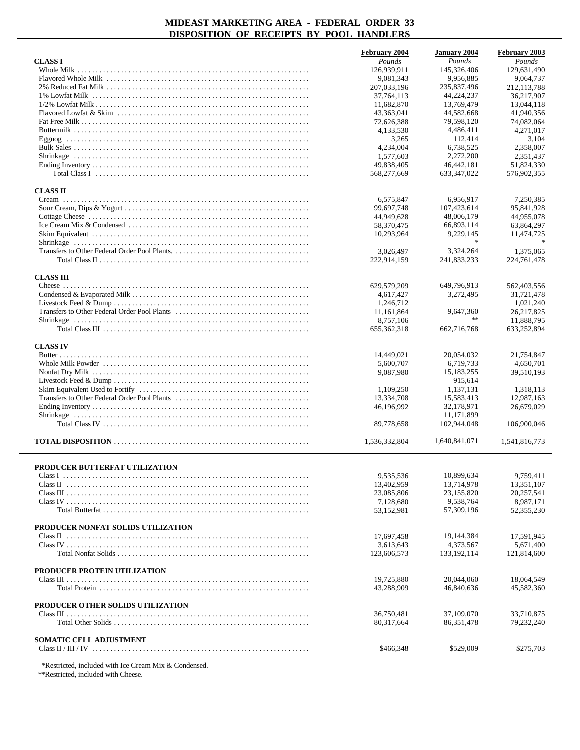# MIDEAST MARKETING AREA - FEDERAL ORDER 33
## DISPOSITION OF RECEIPTS BY POOL HANDLERS

| | February 2004 | January 2004 | February 2003 |
|---|---|---|---|
| | *Pounds* | *Pounds* | *Pounds* |
| **CLASS I** | | | |
| Whole Milk | 126,939,911 | 145,326,406 | 129,631,490 |
| Flavored Whole Milk | 9,081,343 | 9,956,885 | 9,064,737 |
| 2% Reduced Fat Milk | 207,033,196 | 235,837,496 | 212,113,788 |
| 1% Lowfat Milk | 37,764,113 | 44,224,237 | 36,217,907 |
| 1/2% Lowfat Milk | 11,682,870 | 13,769,479 | 13,044,118 |
| Flavored Lowfat & Skim | 43,363,041 | 44,582,668 | 41,940,356 |
| Fat Free Milk | 72,626,388 | 79,598,120 | 74,082,064 |
| Buttermilk | 4,133,530 | 4,486,411 | 4,271,017 |
| Eggnog | 3,265 | 112,414 | 3,104 |
| Bulk Sales | 4,234,004 | 6,738,525 | 2,358,007 |
| Shrinkage | 1,577,603 | 2,272,200 | 2,351,437 |
| Ending Inventory | 49,838,405 | 46,442,181 | 51,824,330 |
| Total Class I | 568,277,669 | 633,347,022 | 576,902,355 |
| **CLASS II** | | | |
| Cream | 6,575,847 | 6,956,917 | 7,250,385 |
| Sour Cream, Dips & Yogurt | 99,697,748 | 107,423,614 | 95,841,928 |
| Cottage Cheese | 44,949,628 | 48,006,179 | 44,955,078 |
| Ice Cream Mix & Condensed | 58,370,475 | 66,893,114 | 63,864,297 |
| Skim Equivalent | 10,293,964 | 9,229,145 | 11,474,725 |
| Shrinkage | | * | * |
| Transfers to Other Federal Order Pool Plants. | 3,026,497 | 3,324,264 | 1,375,065 |
| Total Class II | 222,914,159 | 241,833,233 | 224,761,478 |
| **CLASS III** | | | |
| Cheese | 629,579,209 | 649,796,913 | 562,403,556 |
| Condensed & Evaporated Milk | 4,617,427 | 3,272,495 | 31,721,478 |
| Livestock Feed & Dump | 1,246,712 | | 1,021,240 |
| Transfers to Other Federal Order Pool Plants | 11,161,864 | 9,647,360 | 26,217,825 |
| Shrinkage | 8,757,106 | ** | 11,888,795 |
| Total Class III | 655,362,318 | 662,716,768 | 633,252,894 |
| **CLASS IV** | | | |
| Butter | 14,449,021 | 20,054,032 | 21,754,847 |
| Whole Milk Powder | 5,600,707 | 6,719,733 | 4,650,701 |
| Nonfat Dry Milk | 9,087,980 | 15,183,255 | 39,510,193 |
| Livestock Feed & Dump | | 915,614 | |
| Skim Equivalent Used to Fortify | 1,109,250 | 1,137,131 | 1,318,113 |
| Transfers to Other Federal Order Pool Plants | 13,334,708 | 15,583,413 | 12,987,163 |
| Ending Inventory | 46,196,992 | 32,178,971 | 26,679,029 |
| Shrinkage | | 11,171,899 | |
| Total Class IV | 89,778,658 | 102,944,048 | 106,900,046 |
| **TOTAL DISPOSITION** | 1,536,332,804 | 1,640,841,071 | 1,541,816,773 |

| | February 2004 | January 2004 | February 2003 |
|---|---|---|---|
| **PRODUCER BUTTERFAT UTILIZATION** | | | |
| Class I | 9,535,536 | 10,899,634 | 9,759,411 |
| Class II | 13,402,959 | 13,714,978 | 13,351,107 |
| Class III | 23,085,806 | 23,155,820 | 20,257,541 |
| Class IV | 7,128,680 | 9,538,764 | 8,987,171 |
| Total Butterfat | 53,152,981 | 57,309,196 | 52,355,230 |
| **PRODUCER NONFAT SOLIDS UTILIZATION** | | | |
| Class II | 17,697,458 | 19,144,384 | 17,591,945 |
| Class IV | 3,613,643 | 4,373,567 | 5,671,400 |
| Total Nonfat Solids | 123,606,573 | 133,192,114 | 121,814,600 |
| **PRODUCER PROTEIN UTILIZATION** | | | |
| Class III | 19,725,880 | 20,044,060 | 18,064,549 |
| Total Protein | 43,288,909 | 46,840,636 | 45,582,360 |
| **PRODUCER OTHER SOLIDS UTILIZATION** | | | |
| Class III | 36,750,481 | 37,109,070 | 33,710,875 |
| Total Other Solids | 80,317,664 | 86,351,478 | 79,232,240 |
| **SOMATIC CELL ADJUSTMENT** | | | |
| Class II / III / IV | $466,348 | $529,009 | $275,703 |

*Restricted, included with Ice Cream Mix & Condensed.

**Restricted, included with Cheese.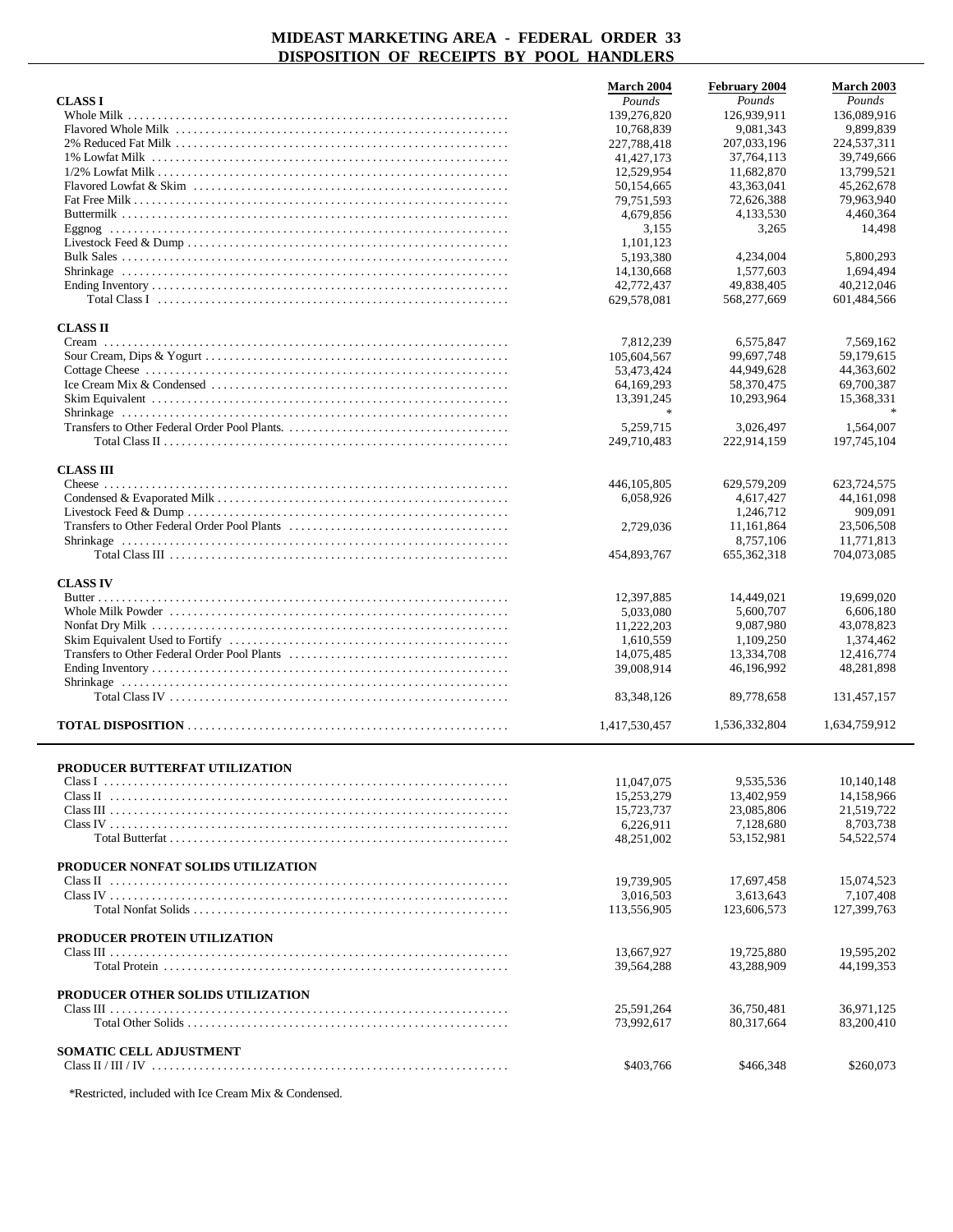# MIDEAST MARKETING AREA - FEDERAL ORDER 33
## DISPOSITION OF RECEIPTS BY POOL HANDLERS

| | March 2004 | February 2004 | March 2003 |
|---|---|---|---|
| **CLASS I** | *Pounds* | *Pounds* | *Pounds* |
| Whole Milk | 139,276,820 | 126,939,911 | 136,089,916 |
| Flavored Whole Milk | 10,768,839 | 9,081,343 | 9,899,839 |
| 2% Reduced Fat Milk | 227,788,418 | 207,033,196 | 224,537,311 |
| 1% Lowfat Milk | 41,427,173 | 37,764,113 | 39,749,666 |
| 1/2% Lowfat Milk | 12,529,954 | 11,682,870 | 13,799,521 |
| Flavored Lowfat & Skim | 50,154,665 | 43,363,041 | 45,262,678 |
| Fat Free Milk | 79,751,593 | 72,626,388 | 79,963,940 |
| Buttermilk | 4,679,856 | 4,133,530 | 4,460,364 |
| Eggnog | 3,155 | 3,265 | 14,498 |
| Livestock Feed & Dump | 1,101,123 | | |
| Bulk Sales | 5,193,380 | 4,234,004 | 5,800,293 |
| Shrinkage | 14,130,668 | 1,577,603 | 1,694,494 |
| Ending Inventory | 42,772,437 | 49,838,405 | 40,212,046 |
| Total Class I | 629,578,081 | 568,277,669 | 601,484,566 |
| **CLASS II** | | | |
| Cream | 7,812,239 | 6,575,847 | 7,569,162 |
| Sour Cream, Dips & Yogurt | 105,604,567 | 99,697,748 | 59,179,615 |
| Cottage Cheese | 53,473,424 | 44,949,628 | 44,363,602 |
| Ice Cream Mix & Condensed | 64,169,293 | 58,370,475 | 69,700,387 |
| Skim Equivalent | 13,391,245 | 10,293,964 | 15,368,331 |
| Shrinkage | * | | * |
| Transfers to Other Federal Order Pool Plants. | 5,259,715 | 3,026,497 | 1,564,007 |
| Total Class II | 249,710,483 | 222,914,159 | 197,745,104 |
| **CLASS III** | | | |
| Cheese | 446,105,805 | 629,579,209 | 623,724,575 |
| Condensed & Evaporated Milk | 6,058,926 | 4,617,427 | 44,161,098 |
| Livestock Feed & Dump | | 1,246,712 | 909,091 |
| Transfers to Other Federal Order Pool Plants | 2,729,036 | 11,161,864 | 23,506,508 |
| Shrinkage | | 8,757,106 | 11,771,813 |
| Total Class III | 454,893,767 | 655,362,318 | 704,073,085 |
| **CLASS IV** | | | |
| Butter | 12,397,885 | 14,449,021 | 19,699,020 |
| Whole Milk Powder | 5,033,080 | 5,600,707 | 6,606,180 |
| Nonfat Dry Milk | 11,222,203 | 9,087,980 | 43,078,823 |
| Skim Equivalent Used to Fortify | 1,610,559 | 1,109,250 | 1,374,462 |
| Transfers to Other Federal Order Pool Plants | 14,075,485 | 13,334,708 | 12,416,774 |
| Ending Inventory | 39,008,914 | 46,196,992 | 48,281,898 |
| Shrinkage | | | |
| Total Class IV | 83,348,126 | 89,778,658 | 131,457,157 |
| **TOTAL DISPOSITION** | 1,417,530,457 | 1,536,332,804 | 1,634,759,912 |

| | March 2004 | February 2004 | March 2003 |
|---|---|---|---|
| **PRODUCER BUTTERFAT UTILIZATION** | | | |
| Class I | 11,047,075 | 9,535,536 | 10,140,148 |
| Class II | 15,253,279 | 13,402,959 | 14,158,966 |
| Class III | 15,723,737 | 23,085,806 | 21,519,722 |
| Class IV | 6,226,911 | 7,128,680 | 8,703,738 |
| Total Butterfat | 48,251,002 | 53,152,981 | 54,522,574 |
| **PRODUCER NONFAT SOLIDS UTILIZATION** | | | |
| Class II | 19,739,905 | 17,697,458 | 15,074,523 |
| Class IV | 3,016,503 | 3,613,643 | 7,107,408 |
| Total Nonfat Solids | 113,556,905 | 123,606,573 | 127,399,763 |
| **PRODUCER PROTEIN UTILIZATION** | | | |
| Class III | 13,667,927 | 19,725,880 | 19,595,202 |
| Total Protein | 39,564,288 | 43,288,909 | 44,199,353 |
| **PRODUCER OTHER SOLIDS UTILIZATION** | | | |
| Class III | 25,591,264 | 36,750,481 | 36,971,125 |
| Total Other Solids | 73,992,617 | 80,317,664 | 83,200,410 |
| **SOMATIC CELL ADJUSTMENT** | | | |
| Class II / III / IV | $403,766 | $466,348 | $260,073 |

*Restricted, included with Ice Cream Mix & Condensed.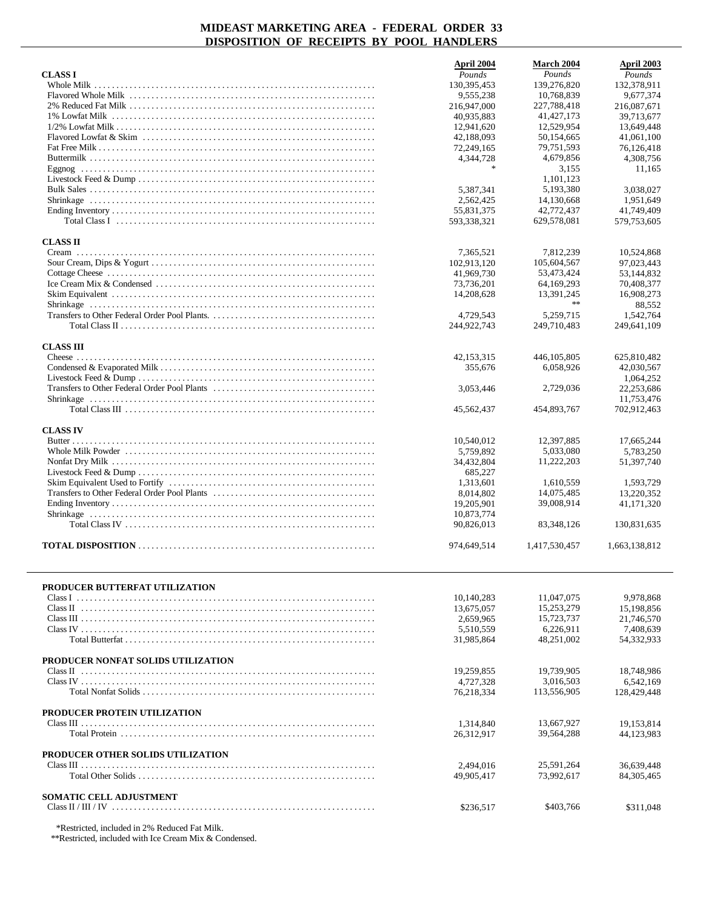# MIDEAST MARKETING AREA - FEDERAL ORDER 33
## DISPOSITION OF RECEIPTS BY POOL HANDLERS

| | April 2004 | March 2004 | April 2003 |
|---|---|---|---|
| | *Pounds* | *Pounds* | *Pounds* |
| **CLASS I** | | | |
| Whole Milk | 130,395,453 | 139,276,820 | 132,378,911 |
| Flavored Whole Milk | 9,555,238 | 10,768,839 | 9,677,374 |
| 2% Reduced Fat Milk | 216,947,000 | 227,788,418 | 216,087,671 |
| 1% Lowfat Milk | 40,935,883 | 41,427,173 | 39,713,677 |
| 1/2% Lowfat Milk | 12,941,620 | 12,529,954 | 13,649,448 |
| Flavored Lowfat & Skim | 42,188,093 | 50,154,665 | 41,061,100 |
| Fat Free Milk | 72,249,165 | 79,751,593 | 76,126,418 |
| Buttermilk | 4,344,728 | 4,679,856 | 4,308,756 |
| Eggnog | * | 3,155 | 11,165 |
| Livestock Feed & Dump | | 1,101,123 | |
| Bulk Sales | 5,387,341 | 5,193,380 | 3,038,027 |
| Shrinkage | 2,562,425 | 14,130,668 | 1,951,649 |
| Ending Inventory | 55,831,375 | 42,772,437 | 41,749,409 |
| Total Class I | 593,338,321 | 629,578,081 | 579,753,605 |
| **CLASS II** | | | |
| Cream | 7,365,521 | 7,812,239 | 10,524,868 |
| Sour Cream, Dips & Yogurt | 102,913,120 | 105,604,567 | 97,023,443 |
| Cottage Cheese | 41,969,730 | 53,473,424 | 53,144,832 |
| Ice Cream Mix & Condensed | 73,736,201 | 64,169,293 | 70,408,377 |
| Skim Equivalent | 14,208,628 | 13,391,245 | 16,908,273 |
| Shrinkage | | ** | 88,552 |
| Transfers to Other Federal Order Pool Plants. | 4,729,543 | 5,259,715 | 1,542,764 |
| Total Class II | 244,922,743 | 249,710,483 | 249,641,109 |
| **CLASS III** | | | |
| Cheese | 42,153,315 | 446,105,805 | 625,810,482 |
| Condensed & Evaporated Milk | 355,676 | 6,058,926 | 42,030,567 |
| Livestock Feed & Dump | | | 1,064,252 |
| Transfers to Other Federal Order Pool Plants | 3,053,446 | 2,729,036 | 22,253,686 |
| Shrinkage | | | 11,753,476 |
| Total Class III | 45,562,437 | 454,893,767 | 702,912,463 |
| **CLASS IV** | | | |
| Butter | 10,540,012 | 12,397,885 | 17,665,244 |
| Whole Milk Powder | 5,759,892 | 5,033,080 | 5,783,250 |
| Nonfat Dry Milk | 34,432,804 | 11,222,203 | 51,397,740 |
| Livestock Feed & Dump | 685,227 | | |
| Skim Equivalent Used to Fortify | 1,313,601 | 1,610,559 | 1,593,729 |
| Transfers to Other Federal Order Pool Plants | 8,014,802 | 14,075,485 | 13,220,352 |
| Ending Inventory | 19,205,901 | 39,008,914 | 41,171,320 |
| Shrinkage | 10,873,774 | | |
| Total Class IV | 90,826,013 | 83,348,126 | 130,831,635 |
| **TOTAL DISPOSITION** | 974,649,514 | 1,417,530,457 | 1,663,138,812 |

| | April 2004 | March 2004 | April 2003 |
|---|---|---|---|
| **PRODUCER BUTTERFAT UTILIZATION** | | | |
| Class I | 10,140,283 | 11,047,075 | 9,978,868 |
| Class II | 13,675,057 | 15,253,279 | 15,198,856 |
| Class III | 2,659,965 | 15,723,737 | 21,746,570 |
| Class IV | 5,510,559 | 6,226,911 | 7,408,639 |
| Total Butterfat | 31,985,864 | 48,251,002 | 54,332,933 |
| **PRODUCER NONFAT SOLIDS UTILIZATION** | | | |
| Class II | 19,259,855 | 19,739,905 | 18,748,986 |
| Class IV | 4,727,328 | 3,016,503 | 6,542,169 |
| Total Nonfat Solids | 76,218,334 | 113,556,905 | 128,429,448 |
| **PRODUCER PROTEIN UTILIZATION** | | | |
| Class III | 1,314,840 | 13,667,927 | 19,153,814 |
| Total Protein | 26,312,917 | 39,564,288 | 44,123,983 |
| **PRODUCER OTHER SOLIDS UTILIZATION** | | | |
| Class III | 2,494,016 | 25,591,264 | 36,639,448 |
| Total Other Solids | 49,905,417 | 73,992,617 | 84,305,465 |
| **SOMATIC CELL ADJUSTMENT** | | | |
| Class II / III / IV | $236,517 | $403,766 | $311,048 |

*Restricted, included in 2% Reduced Fat Milk.
**Restricted, included with Ice Cream Mix & Condensed.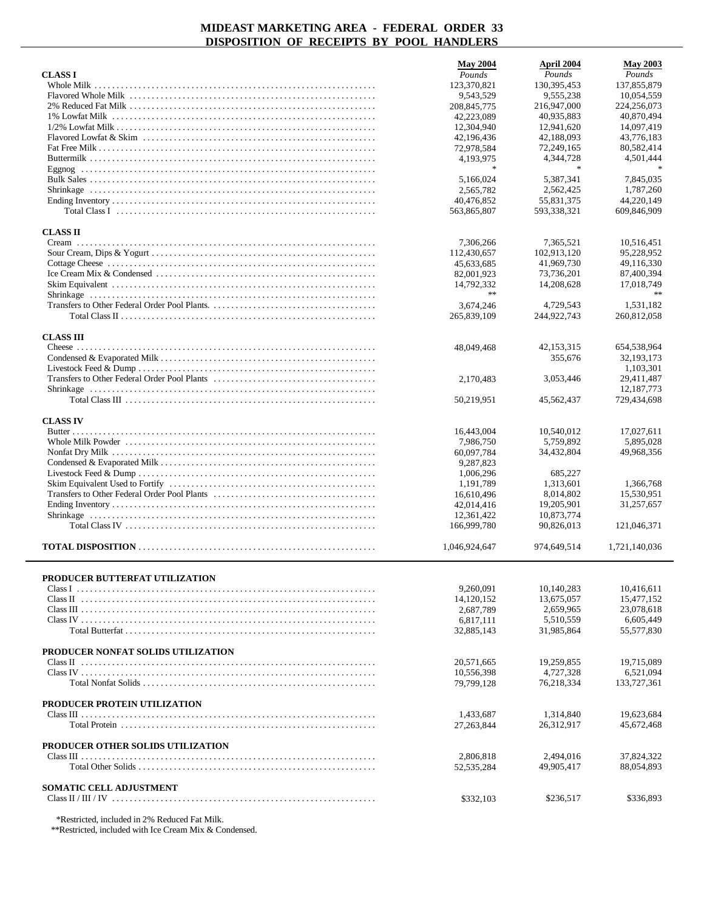# MIDEAST MARKETING AREA - FEDERAL ORDER 33
## DISPOSITION OF RECEIPTS BY POOL HANDLERS

| | May 2004 | April 2004 | May 2003 |
|---|---|---|---|
| | *Pounds* | *Pounds* | *Pounds* |
| **CLASS I** | | | |
| Whole Milk | 123,370,821 | 130,395,453 | 137,855,879 |
| Flavored Whole Milk | 9,543,529 | 9,555,238 | 10,054,559 |
| 2% Reduced Fat Milk | 208,845,775 | 216,947,000 | 224,256,073 |
| 1% Lowfat Milk | 42,223,089 | 40,935,883 | 40,870,494 |
| 1/2% Lowfat Milk | 12,304,940 | 12,941,620 | 14,097,419 |
| Flavored Lowfat & Skim | 42,196,436 | 42,188,093 | 43,776,183 |
| Fat Free Milk | 72,978,584 | 72,249,165 | 80,582,414 |
| Buttermilk | 4,193,975 | 4,344,728 | 4,501,444 |
| Eggnog | * | * | * |
| Bulk Sales | 5,166,024 | 5,387,341 | 7,845,035 |
| Shrinkage | 2,565,782 | 2,562,425 | 1,787,260 |
| Ending Inventory | 40,476,852 | 55,831,375 | 44,220,149 |
| Total Class I | 563,865,807 | 593,338,321 | 609,846,909 |
| **CLASS II** | | | |
| Cream | 7,306,266 | 7,365,521 | 10,516,451 |
| Sour Cream, Dips & Yogurt | 112,430,657 | 102,913,120 | 95,228,952 |
| Cottage Cheese | 45,633,685 | 41,969,730 | 49,116,330 |
| Ice Cream Mix & Condensed | 82,001,923 | 73,736,201 | 87,400,394 |
| Skim Equivalent | 14,792,332 | 14,208,628 | 17,018,749 |
| Shrinkage | ** | | ** |
| Transfers to Other Federal Order Pool Plants. | 3,674,246 | 4,729,543 | 1,531,182 |
| Total Class II | 265,839,109 | 244,922,743 | 260,812,058 |
| **CLASS III** | | | |
| Cheese | 48,049,468 | 42,153,315 | 654,538,964 |
| Condensed & Evaporated Milk | | 355,676 | 32,193,173 |
| Livestock Feed & Dump | | | 1,103,301 |
| Transfers to Other Federal Order Pool Plants | 2,170,483 | 3,053,446 | 29,411,487 |
| Shrinkage | | | 12,187,773 |
| Total Class III | 50,219,951 | 45,562,437 | 729,434,698 |
| **CLASS IV** | | | |
| Butter | 16,443,004 | 10,540,012 | 17,027,611 |
| Whole Milk Powder | 7,986,750 | 5,759,892 | 5,895,028 |
| Nonfat Dry Milk | 60,097,784 | 34,432,804 | 49,968,356 |
| Condensed & Evaporated Milk | 9,287,823 | | |
| Livestock Feed & Dump | 1,006,296 | 685,227 | |
| Skim Equivalent Used to Fortify | 1,191,789 | 1,313,601 | 1,366,768 |
| Transfers to Other Federal Order Pool Plants | 16,610,496 | 8,014,802 | 15,530,951 |
| Ending Inventory | 42,014,416 | 19,205,901 | 31,257,657 |
| Shrinkage | 12,361,422 | 10,873,774 | |
| Total Class IV | 166,999,780 | 90,826,013 | 121,046,371 |
| **TOTAL DISPOSITION** | 1,046,924,647 | 974,649,514 | 1,721,140,036 |

| | May 2004 | April 2004 | May 2003 |
|---|---|---|---|
| **PRODUCER BUTTERFAT UTILIZATION** | | | |
| Class I | 9,260,091 | 10,140,283 | 10,416,611 |
| Class II | 14,120,152 | 13,675,057 | 15,477,152 |
| Class III | 2,687,789 | 2,659,965 | 23,078,618 |
| Class IV | 6,817,111 | 5,510,559 | 6,605,449 |
| Total Butterfat | 32,885,143 | 31,985,864 | 55,577,830 |
| **PRODUCER NONFAT SOLIDS UTILIZATION** | | | |
| Class II | 20,571,665 | 19,259,855 | 19,715,089 |
| Class IV | 10,556,398 | 4,727,328 | 6,521,094 |
| Total Nonfat Solids | 79,799,128 | 76,218,334 | 133,727,361 |
| **PRODUCER PROTEIN UTILIZATION** | | | |
| Class III | 1,433,687 | 1,314,840 | 19,623,684 |
| Total Protein | 27,263,844 | 26,312,917 | 45,672,468 |
| **PRODUCER OTHER SOLIDS UTILIZATION** | | | |
| Class III | 2,806,818 | 2,494,016 | 37,824,322 |
| Total Other Solids | 52,535,284 | 49,905,417 | 88,054,893 |
| **SOMATIC CELL ADJUSTMENT** | | | |
| Class II / III / IV | $332,103 | $236,517 | $336,893 |

*Restricted, included in 2% Reduced Fat Milk.

**Restricted, included with Ice Cream Mix & Condensed.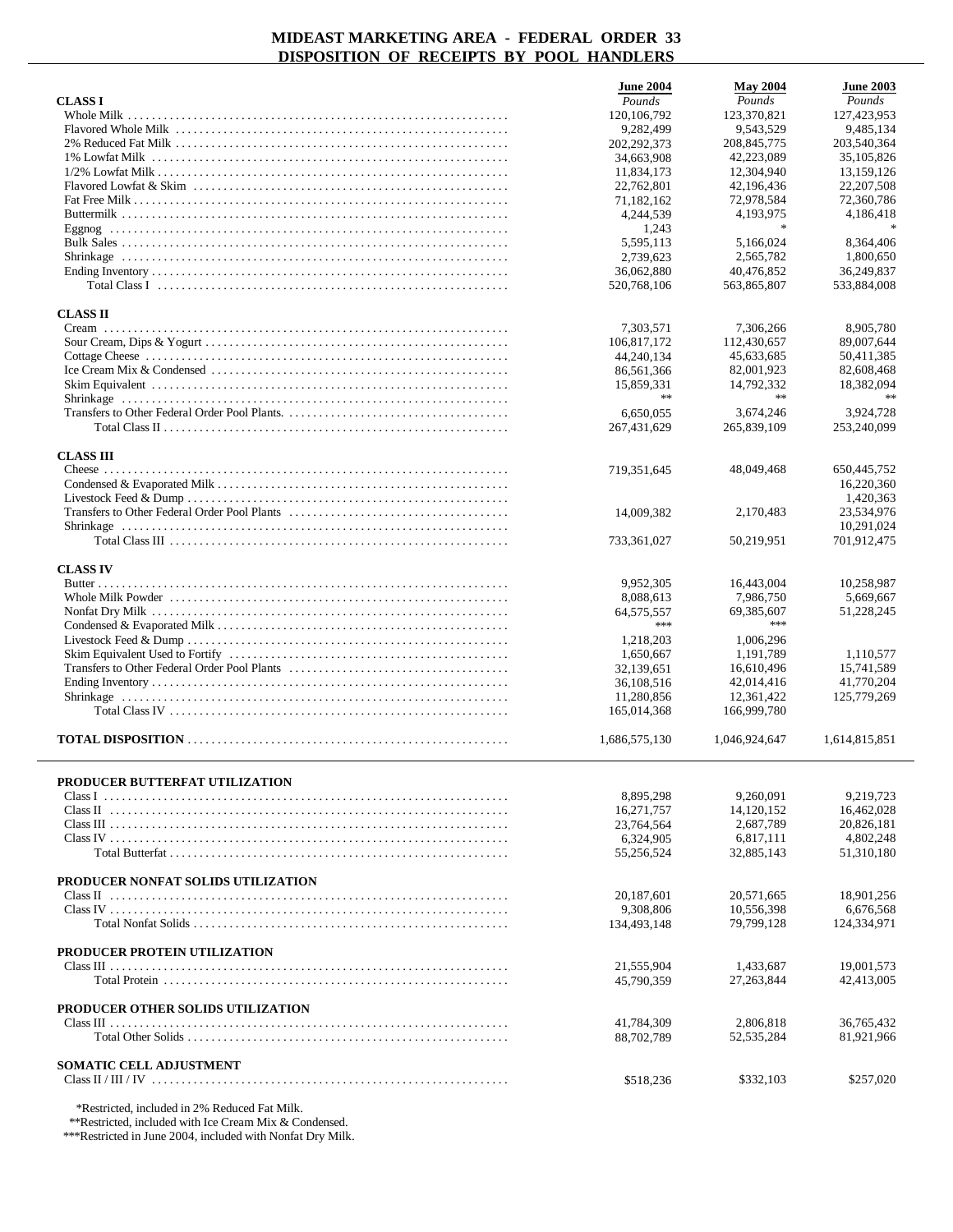# MIDEAST MARKETING AREA - FEDERAL ORDER 33
## DISPOSITION OF RECEIPTS BY POOL HANDLERS

| | June 2004 | May 2004 | June 2003 |
|---|---|---|---|
| | *Pounds* | *Pounds* | *Pounds* |
| **CLASS I** | | | |
| Whole Milk | 120,106,792 | 123,370,821 | 127,423,953 |
| Flavored Whole Milk | 9,282,499 | 9,543,529 | 9,485,134 |
| 2% Reduced Fat Milk | 202,292,373 | 208,845,775 | 203,540,364 |
| 1% Lowfat Milk | 34,663,908 | 42,223,089 | 35,105,826 |
| 1/2% Lowfat Milk | 11,834,173 | 12,304,940 | 13,159,126 |
| Flavored Lowfat & Skim | 22,762,801 | 42,196,436 | 22,207,508 |
| Fat Free Milk | 71,182,162 | 72,978,584 | 72,360,786 |
| Buttermilk | 4,244,539 | 4,193,975 | 4,186,418 |
| Eggnog | 1,243 | * | * |
| Bulk Sales | 5,595,113 | 5,166,024 | 8,364,406 |
| Shrinkage | 2,739,623 | 2,565,782 | 1,800,650 |
| Ending Inventory | 36,062,880 | 40,476,852 | 36,249,837 |
| Total Class I | 520,768,106 | 563,865,807 | 533,884,008 |
| **CLASS II** | | | |
| Cream | 7,303,571 | 7,306,266 | 8,905,780 |
| Sour Cream, Dips & Yogurt | 106,817,172 | 112,430,657 | 89,007,644 |
| Cottage Cheese | 44,240,134 | 45,633,685 | 50,411,385 |
| Ice Cream Mix & Condensed | 86,561,366 | 82,001,923 | 82,608,468 |
| Skim Equivalent | 15,859,331 | 14,792,332 | 18,382,094 |
| Shrinkage | ** | ** | ** |
| Transfers to Other Federal Order Pool Plants. | 6,650,055 | 3,674,246 | 3,924,728 |
| Total Class II | 267,431,629 | 265,839,109 | 253,240,099 |
| **CLASS III** | | | |
| Cheese | 719,351,645 | 48,049,468 | 650,445,752 |
| Condensed & Evaporated Milk | | | 16,220,360 |
| Livestock Feed & Dump | | | 1,420,363 |
| Transfers to Other Federal Order Pool Plants | 14,009,382 | 2,170,483 | 23,534,976 |
| Shrinkage | | | 10,291,024 |
| Total Class III | 733,361,027 | 50,219,951 | 701,912,475 |
| **CLASS IV** | | | |
| Butter | 9,952,305 | 16,443,004 | 10,258,987 |
| Whole Milk Powder | 8,088,613 | 7,986,750 | 5,669,667 |
| Nonfat Dry Milk | 64,575,557 | 69,385,607 | 51,228,245 |
| Condensed & Evaporated Milk | *** | *** | |
| Livestock Feed & Dump | 1,218,203 | 1,006,296 | |
| Skim Equivalent Used to Fortify | 1,650,667 | 1,191,789 | 1,110,577 |
| Transfers to Other Federal Order Pool Plants | 32,139,651 | 16,610,496 | 15,741,589 |
| Ending Inventory | 36,108,516 | 42,014,416 | 41,770,204 |
| Shrinkage | 11,280,856 | 12,361,422 | 125,779,269 |
| Total Class IV | 165,014,368 | 166,999,780 | |
| **TOTAL DISPOSITION** | 1,686,575,130 | 1,046,924,647 | 1,614,815,851 |

| | June 2004 | May 2004 | June 2003 |
|---|---|---|---|
| **PRODUCER BUTTERFAT UTILIZATION** | | | |
| Class I | 8,895,298 | 9,260,091 | 9,219,723 |
| Class II | 16,271,757 | 14,120,152 | 16,462,028 |
| Class III | 23,764,564 | 2,687,789 | 20,826,181 |
| Class IV | 6,324,905 | 6,817,111 | 4,802,248 |
| Total Butterfat | 55,256,524 | 32,885,143 | 51,310,180 |
| **PRODUCER NONFAT SOLIDS UTILIZATION** | | | |
| Class II | 20,187,601 | 20,571,665 | 18,901,256 |
| Class IV | 9,308,806 | 10,556,398 | 6,676,568 |
| Total Nonfat Solids | 134,493,148 | 79,799,128 | 124,334,971 |
| **PRODUCER PROTEIN UTILIZATION** | | | |
| Class III | 21,555,904 | 1,433,687 | 19,001,573 |
| Total Protein | 45,790,359 | 27,263,844 | 42,413,005 |
| **PRODUCER OTHER SOLIDS UTILIZATION** | | | |
| Class III | 41,784,309 | 2,806,818 | 36,765,432 |
| Total Other Solids | 88,702,789 | 52,535,284 | 81,921,966 |
| **SOMATIC CELL ADJUSTMENT** | | | |
| Class II / III / IV | $518,236 | $332,103 | $257,020 |

*Restricted, included in 2% Reduced Fat Milk.
**Restricted, included with Ice Cream Mix & Condensed.
***Restricted in June 2004, included with Nonfat Dry Milk.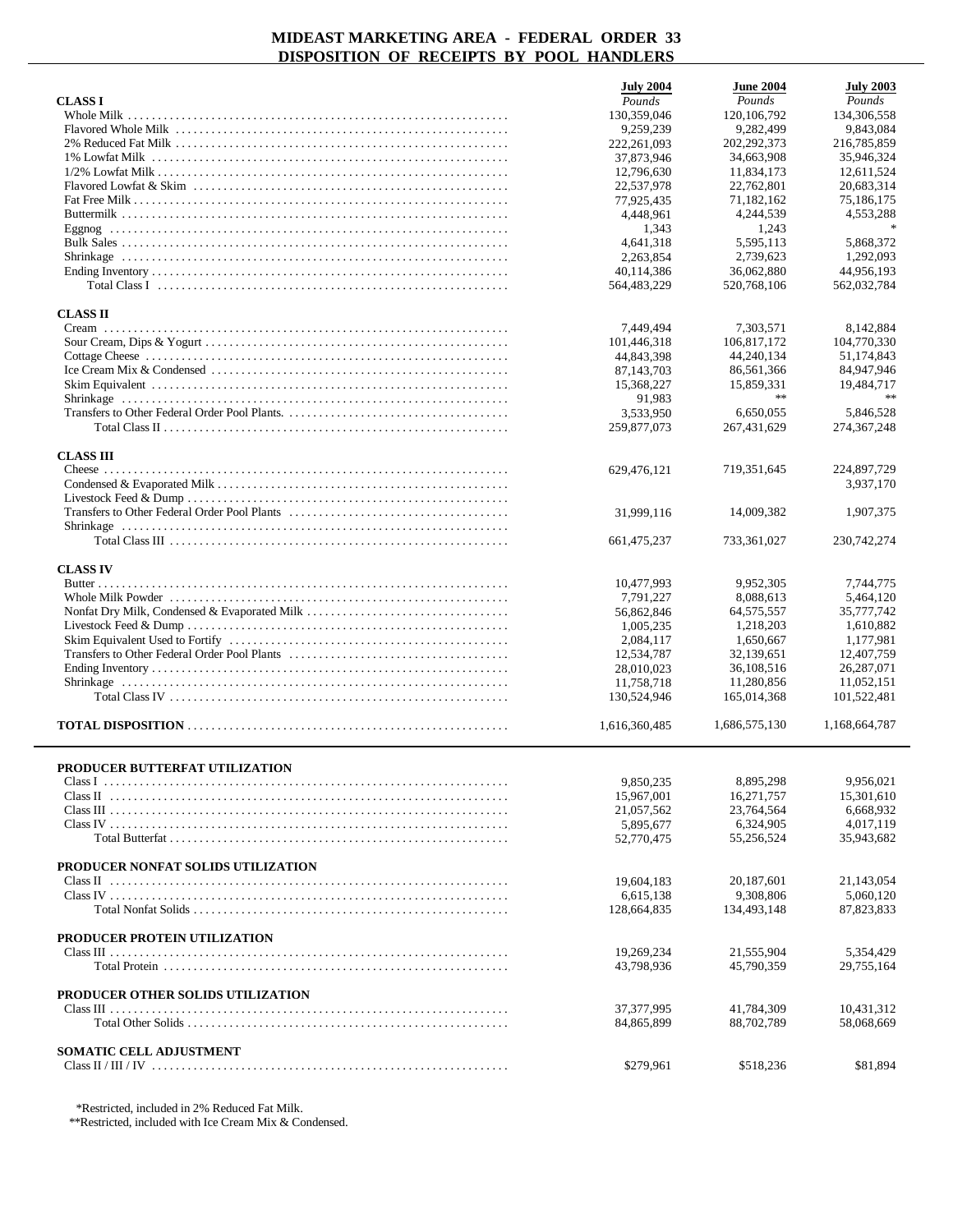# MIDEAST MARKETING AREA - FEDERAL ORDER 33
## DISPOSITION OF RECEIPTS BY POOL HANDLERS

| | July 2004 | June 2004 | July 2003 |
|---|---|---|---|
| **CLASS I** | *Pounds* | *Pounds* | *Pounds* |
| Whole Milk | 130,359,046 | 120,106,792 | 134,306,558 |
| Flavored Whole Milk | 9,259,239 | 9,282,499 | 9,843,084 |
| 2% Reduced Fat Milk | 222,261,093 | 202,292,373 | 216,785,859 |
| 1% Lowfat Milk | 37,873,946 | 34,663,908 | 35,946,324 |
| 1/2% Lowfat Milk | 12,796,630 | 11,834,173 | 12,611,524 |
| Flavored Lowfat & Skim | 22,537,978 | 22,762,801 | 20,683,314 |
| Fat Free Milk | 77,925,435 | 71,182,162 | 75,186,175 |
| Buttermilk | 4,448,961 | 4,244,539 | 4,553,288 |
| Eggnog | 1,343 | 1,243 | * |
| Bulk Sales | 4,641,318 | 5,595,113 | 5,868,372 |
| Shrinkage | 2,263,854 | 2,739,623 | 1,292,093 |
| Ending Inventory | 40,114,386 | 36,062,880 | 44,956,193 |
| Total Class I | 564,483,229 | 520,768,106 | 562,032,784 |
| **CLASS II** | | | |
| Cream | 7,449,494 | 7,303,571 | 8,142,884 |
| Sour Cream, Dips & Yogurt | 101,446,318 | 106,817,172 | 104,770,330 |
| Cottage Cheese | 44,843,398 | 44,240,134 | 51,174,843 |
| Ice Cream Mix & Condensed | 87,143,703 | 86,561,366 | 84,947,946 |
| Skim Equivalent | 15,368,227 | 15,859,331 | 19,484,717 |
| Shrinkage | 91,983 | ** | ** |
| Transfers to Other Federal Order Pool Plants. | 3,533,950 | 6,650,055 | 5,846,528 |
| Total Class II | 259,877,073 | 267,431,629 | 274,367,248 |
| **CLASS III** | | | |
| Cheese | 629,476,121 | 719,351,645 | 224,897,729 |
| Condensed & Evaporated Milk | | | 3,937,170 |
| Livestock Feed & Dump | | | |
| Transfers to Other Federal Order Pool Plants | 31,999,116 | 14,009,382 | 1,907,375 |
| Shrinkage | | | |
| Total Class III | 661,475,237 | 733,361,027 | 230,742,274 |
| **CLASS IV** | | | |
| Butter | 10,477,993 | 9,952,305 | 7,744,775 |
| Whole Milk Powder | 7,791,227 | 8,088,613 | 5,464,120 |
| Nonfat Dry Milk, Condensed & Evaporated Milk | 56,862,846 | 64,575,557 | 35,777,742 |
| Livestock Feed & Dump | 1,005,235 | 1,218,203 | 1,610,882 |
| Skim Equivalent Used to Fortify | 2,084,117 | 1,650,667 | 1,177,981 |
| Transfers to Other Federal Order Pool Plants | 12,534,787 | 32,139,651 | 12,407,759 |
| Ending Inventory | 28,010,023 | 36,108,516 | 26,287,071 |
| Shrinkage | 11,758,718 | 11,280,856 | 11,052,151 |
| Total Class IV | 130,524,946 | 165,014,368 | 101,522,481 |
| **TOTAL DISPOSITION** | 1,616,360,485 | 1,686,575,130 | 1,168,664,787 |

| | July 2004 | June 2004 | July 2003 |
|---|---|---|---|
| **PRODUCER BUTTERFAT UTILIZATION** | | | |
| Class I | 9,850,235 | 8,895,298 | 9,956,021 |
| Class II | 15,967,001 | 16,271,757 | 15,301,610 |
| Class III | 21,057,562 | 23,764,564 | 6,668,932 |
| Class IV | 5,895,677 | 6,324,905 | 4,017,119 |
| Total Butterfat | 52,770,475 | 55,256,524 | 35,943,682 |
| **PRODUCER NONFAT SOLIDS UTILIZATION** | | | |
| Class II | 19,604,183 | 20,187,601 | 21,143,054 |
| Class IV | 6,615,138 | 9,308,806 | 5,060,120 |
| Total Nonfat Solids | 128,664,835 | 134,493,148 | 87,823,833 |
| **PRODUCER PROTEIN UTILIZATION** | | | |
| Class III | 19,269,234 | 21,555,904 | 5,354,429 |
| Total Protein | 43,798,936 | 45,790,359 | 29,755,164 |
| **PRODUCER OTHER SOLIDS UTILIZATION** | | | |
| Class III | 37,377,995 | 41,784,309 | 10,431,312 |
| Total Other Solids | 84,865,899 | 88,702,789 | 58,068,669 |
| **SOMATIC CELL ADJUSTMENT** | | | |
| Class II / III / IV | $279,961 | $518,236 | $81,894 |

*Restricted, included in 2% Reduced Fat Milk.

**Restricted, included with Ice Cream Mix & Condensed.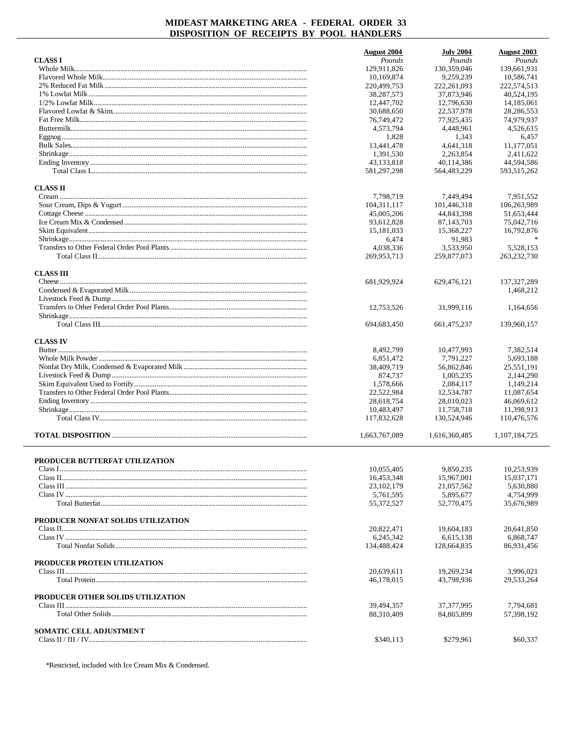# MIDEAST MARKETING AREA - FEDERAL ORDER 33
## DISPOSITION OF RECEIPTS BY POOL HANDLERS

| | August 2004 | July 2004 | August 2003 |
|---|---|---|---|
| **CLASS I** | *Pounds* | *Pounds* | *Pounds* |
| Whole Milk | 129,911,826 | 130,359,046 | 139,661,931 |
| Flavored Whole Milk | 10,169,874 | 9,259,239 | 10,586,741 |
| 2% Reduced Fat Milk | 220,499,753 | 222,261,093 | 222,574,513 |
| 1% Lowfat Milk | 38,287,573 | 37,873,946 | 40,524,195 |
| 1/2% Lowfat Milk | 12,447,702 | 12,796,630 | 14,185,061 |
| Flavored Lowfat & Skim | 30,688,650 | 22,537,978 | 28,286,553 |
| Fat Free Milk | 76,749,472 | 77,925,435 | 74,979,937 |
| Buttermilk | 4,573,794 | 4,448,961 | 4,526,615 |
| Eggnog | 1,828 | 1,343 | 6,457 |
| Bulk Sales | 13,441,478 | 4,641,318 | 11,177,051 |
| Shrinkage | 1,391,530 | 2,263,854 | 2,411,622 |
| Ending Inventory | 43,133,818 | 40,114,386 | 44,594,586 |
| Total Class I | 581,297,298 | 564,483,229 | 593,515,262 |
| **CLASS II** | | | |
| Cream | 7,798,719 | 7,449,494 | 7,951,552 |
| Sour Cream, Dips & Yogurt | 104,311,117 | 101,446,318 | 106,263,989 |
| Cottage Cheese | 45,005,206 | 44,843,398 | 51,653,444 |
| Ice Cream Mix & Condensed | 93,612,828 | 87,143,703 | 75,042,716 |
| Skim Equivalent | 15,181,033 | 15,368,227 | 16,792,876 |
| Shrinkage | 6,474 | 91,983 | * |
| Transfers to Other Federal Order Pool Plants | 4,038,336 | 3,533,950 | 5,528,153 |
| Total Class II | 269,953,713 | 259,877,073 | 263,232,730 |
| **CLASS III** | | | |
| Cheese | 681,929,924 | 629,476,121 | 137,327,289 |
| Condensed & Evaporated Milk | | | 1,468,212 |
| Livestock Feed & Dump | | | |
| Transfers to Other Federal Order Pool Plants | 12,753,526 | 31,999,116 | 1,164,656 |
| Shrinkage | | | |
| Total Class III | 694,683,450 | 661,475,237 | 139,960,157 |
| **CLASS IV** | | | |
| Butter | 8,492,799 | 10,477,993 | 7,382,514 |
| Whole Milk Powder | 6,851,472 | 7,791,227 | 5,693,188 |
| Nonfat Dry Milk, Condensed & Evaporated Milk | 38,409,719 | 56,862,846 | 25,551,191 |
| Livestock Feed & Dump | 874,737 | 1,005,235 | 2,144,290 |
| Skim Equivalent Used to Fortify | 1,578,666 | 2,084,117 | 1,149,214 |
| Transfers to Other Federal Order Pool Plants | 22,522,984 | 12,534,787 | 11,087,654 |
| Ending Inventory | 28,618,754 | 28,010,023 | 46,069,612 |
| Shrinkage | 10,483,497 | 11,758,718 | 11,398,913 |
| Total Class IV | 117,832,628 | 130,524,946 | 110,476,576 |
| **TOTAL DISPOSITION** | 1,663,767,089 | 1,616,360,485 | 1,107,184,725 |

| | August 2004 | July 2004 | August 2003 |
|---|---|---|---|
| **PRODUCER BUTTERFAT UTILIZATION** | | | |
| Class I | 10,055,405 | 9,850,235 | 10,253,939 |
| Class II | 16,453,348 | 15,967,001 | 15,037,171 |
| Class III | 23,102,179 | 21,057,562 | 5,630,880 |
| Class IV | 5,761,595 | 5,895,677 | 4,754,999 |
| Total Butterfat | 55,372,527 | 52,770,475 | 35,676,989 |
| **PRODUCER NONFAT SOLIDS UTILIZATION** | | | |
| Class II | 20,822,471 | 19,604,183 | 20,641,850 |
| Class IV | 6,245,342 | 6,615,138 | 6,868,747 |
| Total Nonfat Solids | 134,488,424 | 128,664,835 | 86,931,456 |
| **PRODUCER PROTEIN UTILIZATION** | | | |
| Class III | 20,639,611 | 19,269,234 | 3,996,021 |
| Total Protein | 46,178,015 | 43,798,936 | 29,533,264 |
| **PRODUCER OTHER SOLIDS UTILIZATION** | | | |
| Class III | 39,494,357 | 37,377,995 | 7,794,681 |
| Total Other Solids | 88,310,409 | 84,865,899 | 57,398,192 |
| **SOMATIC CELL ADJUSTMENT** | | | |
| Class II / III / IV | $340,113 | $279,961 | $60,337 |

*Restricted, included with Ice Cream Mix & Condensed.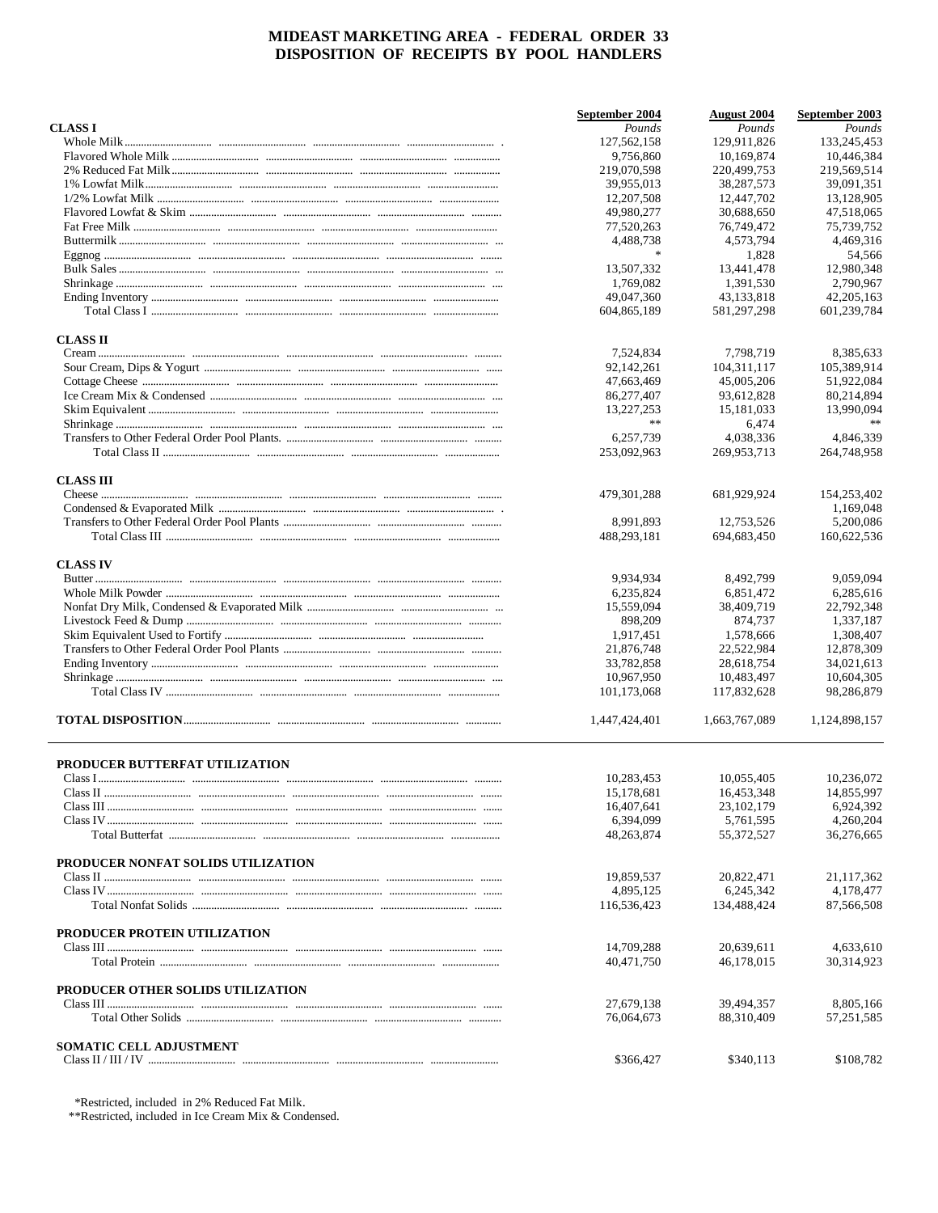# MIDEAST MARKETING AREA - FEDERAL ORDER 33
## DISPOSITION OF RECEIPTS BY POOL HANDLERS

| | September 2004 | August 2004 | September 2003 |
|---|---|---|---|
| **CLASS I** | *Pounds* | *Pounds* | *Pounds* |
| Whole Milk | 127,562,158 | 129,911,826 | 133,245,453 |
| Flavored Whole Milk | 9,756,860 | 10,169,874 | 10,446,384 |
| 2% Reduced Fat Milk | 219,070,598 | 220,499,753 | 219,569,514 |
| 1% Lowfat Milk | 39,955,013 | 38,287,573 | 39,091,351 |
| 1/2% Lowfat Milk | 12,207,508 | 12,447,702 | 13,128,905 |
| Flavored Lowfat & Skim | 49,980,277 | 30,688,650 | 47,518,065 |
| Fat Free Milk | 77,520,263 | 76,749,472 | 75,739,752 |
| Buttermilk | 4,488,738 | 4,573,794 | 4,469,316 |
| Eggnog | * | 1,828 | 54,566 |
| Bulk Sales | 13,507,332 | 13,441,478 | 12,980,348 |
| Shrinkage | 1,769,082 | 1,391,530 | 2,790,967 |
| Ending Inventory | 49,047,360 | 43,133,818 | 42,205,163 |
| Total Class I | 604,865,189 | 581,297,298 | 601,239,784 |
| **CLASS II** | | | |
| Cream | 7,524,834 | 7,798,719 | 8,385,633 |
| Sour Cream, Dips & Yogurt | 92,142,261 | 104,311,117 | 105,389,914 |
| Cottage Cheese | 47,663,469 | 45,005,206 | 51,922,084 |
| Ice Cream Mix & Condensed | 86,277,407 | 93,612,828 | 80,214,894 |
| Skim Equivalent | 13,227,253 | 15,181,033 | 13,990,094 |
| Shrinkage | ** | 6,474 | ** |
| Transfers to Other Federal Order Pool Plants. | 6,257,739 | 4,038,336 | 4,846,339 |
| Total Class II | 253,092,963 | 269,953,713 | 264,748,958 |
| **CLASS III** | | | |
| Cheese | 479,301,288 | 681,929,924 | 154,253,402 |
| Condensed & Evaporated Milk | | | 1,169,048 |
| Transfers to Other Federal Order Pool Plants | 8,991,893 | 12,753,526 | 5,200,086 |
| Total Class III | 488,293,181 | 694,683,450 | 160,622,536 |
| **CLASS IV** | | | |
| Butter | 9,934,934 | 8,492,799 | 9,059,094 |
| Whole Milk Powder | 6,235,824 | 6,851,472 | 6,285,616 |
| Nonfat Dry Milk, Condensed & Evaporated Milk | 15,559,094 | 38,409,719 | 22,792,348 |
| Livestock Feed & Dump | 898,209 | 874,737 | 1,337,187 |
| Skim Equivalent Used to Fortify | 1,917,451 | 1,578,666 | 1,308,407 |
| Transfers to Other Federal Order Pool Plants | 21,876,748 | 22,522,984 | 12,878,309 |
| Ending Inventory | 33,782,858 | 28,618,754 | 34,021,613 |
| Shrinkage | 10,967,950 | 10,483,497 | 10,604,305 |
| Total Class IV | 101,173,068 | 117,832,628 | 98,286,879 |
| **TOTAL DISPOSITION** | 1,447,424,401 | 1,663,767,089 | 1,124,898,157 |
| **PRODUCER BUTTERFAT UTILIZATION** | | | |
| Class I | 10,283,453 | 10,055,405 | 10,236,072 |
| Class II | 15,178,681 | 16,453,348 | 14,855,997 |
| Class III | 16,407,641 | 23,102,179 | 6,924,392 |
| Class IV | 6,394,099 | 5,761,595 | 4,260,204 |
| Total Butterfat | 48,263,874 | 55,372,527 | 36,276,665 |
| **PRODUCER NONFAT SOLIDS UTILIZATION** | | | |
| Class II | 19,859,537 | 20,822,471 | 21,117,362 |
| Class IV | 4,895,125 | 6,245,342 | 4,178,477 |
| Total Nonfat Solids | 116,536,423 | 134,488,424 | 87,566,508 |
| **PRODUCER PROTEIN UTILIZATION** | | | |
| Class III | 14,709,288 | 20,639,611 | 4,633,610 |
| Total Protein | 40,471,750 | 46,178,015 | 30,314,923 |
| **PRODUCER OTHER SOLIDS UTILIZATION** | | | |
| Class III | 27,679,138 | 39,494,357 | 8,805,166 |
| Total Other Solids | 76,064,673 | 88,310,409 | 57,251,585 |
| **SOMATIC CELL ADJUSTMENT** | | | |
| Class II / III / IV | $366,427 | $340,113 | $108,782 |

*Restricted, included in 2% Reduced Fat Milk.
**Restricted, included in Ice Cream Mix & Condensed.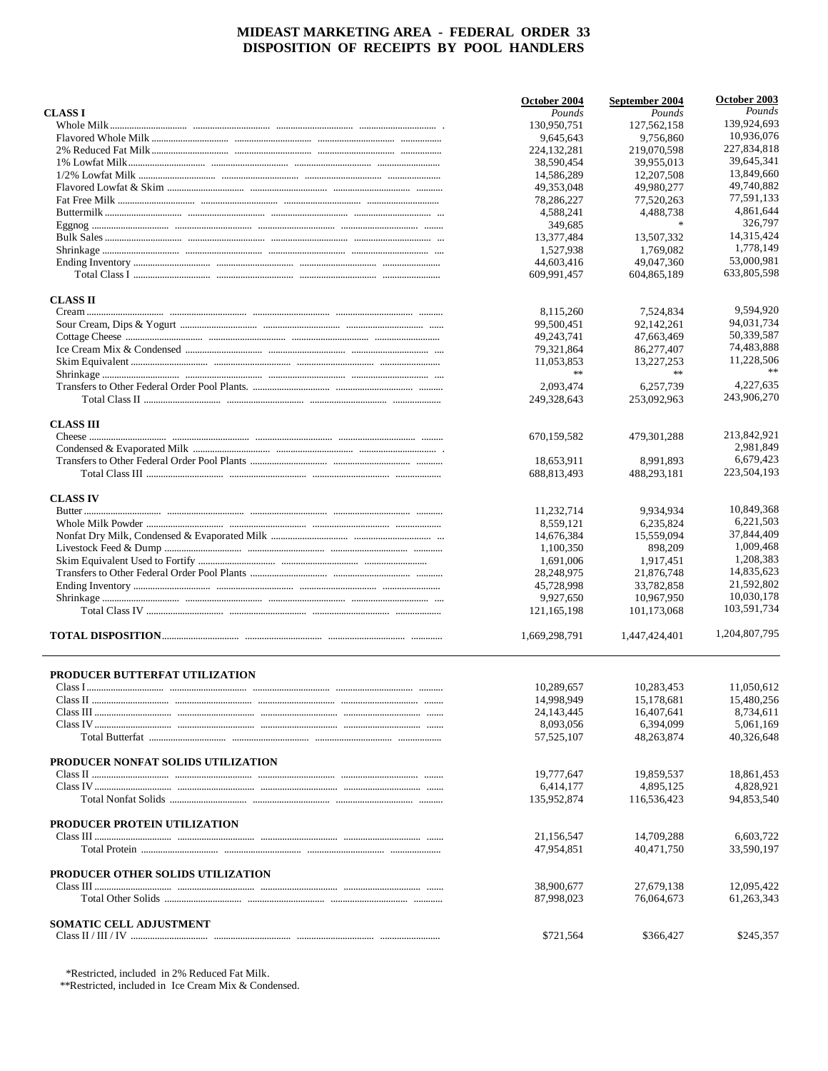# MIDEAST MARKETING AREA - FEDERAL ORDER 33
# DISPOSITION OF RECEIPTS BY POOL HANDLERS

| | October 2004 | September 2004 | October 2003 |
|---|---|---|---|
| **CLASS I** | *Pounds* | *Pounds* | *Pounds* |
| Whole Milk | 130,950,751 | 127,562,158 | 139,924,693 |
| Flavored Whole Milk | 9,645,643 | 9,756,860 | 10,936,076 |
| 2% Reduced Fat Milk | 224,132,281 | 219,070,598 | 227,834,818 |
| 1% Lowfat Milk | 38,590,454 | 39,955,013 | 39,645,341 |
| 1/2% Lowfat Milk | 14,586,289 | 12,207,508 | 13,849,660 |
| Flavored Lowfat & Skim | 49,353,048 | 49,980,277 | 49,740,882 |
| Fat Free Milk | 78,286,227 | 77,520,263 | 77,591,133 |
| Buttermilk | 4,588,241 | 4,488,738 | 4,861,644 |
| Eggnog | 349,685 | * | 326,797 |
| Bulk Sales | 13,377,484 | 13,507,332 | 14,315,424 |
| Shrinkage | 1,527,938 | 1,769,082 | 1,778,149 |
| Ending Inventory | 44,603,416 | 49,047,360 | 53,000,981 |
| Total Class I | 609,991,457 | 604,865,189 | 633,805,598 |
| **CLASS II** | | | |
| Cream | 8,115,260 | 7,524,834 | 9,594,920 |
| Sour Cream, Dips & Yogurt | 99,500,451 | 92,142,261 | 94,031,734 |
| Cottage Cheese | 49,243,741 | 47,663,469 | 50,339,587 |
| Ice Cream Mix & Condensed | 79,321,864 | 86,277,407 | 74,483,888 |
| Skim Equivalent | 11,053,853 | 13,227,253 | 11,228,506 |
| Shrinkage | ** | ** | ** |
| Transfers to Other Federal Order Pool Plants. | 2,093,474 | 6,257,739 | 4,227,635 |
| Total Class II | 249,328,643 | 253,092,963 | 243,906,270 |
| **CLASS III** | | | |
| Cheese | 670,159,582 | 479,301,288 | 213,842,921 |
| Condensed & Evaporated Milk | | | 2,981,849 |
| Transfers to Other Federal Order Pool Plants | 18,653,911 | 8,991,893 | 6,679,423 |
| Total Class III | 688,813,493 | 488,293,181 | 223,504,193 |
| **CLASS IV** | | | |
| Butter | 11,232,714 | 9,934,934 | 10,849,368 |
| Whole Milk Powder | 8,559,121 | 6,235,824 | 6,221,503 |
| Nonfat Dry Milk, Condensed & Evaporated Milk | 14,676,384 | 15,559,094 | 37,844,409 |
| Livestock Feed & Dump | 1,100,350 | 898,209 | 1,009,468 |
| Skim Equivalent Used to Fortify | 1,691,006 | 1,917,451 | 1,208,383 |
| Transfers to Other Federal Order Pool Plants | 28,248,975 | 21,876,748 | 14,835,623 |
| Ending Inventory | 45,728,998 | 33,782,858 | 21,592,802 |
| Shrinkage | 9,927,650 | 10,967,950 | 10,030,178 |
| Total Class IV | 121,165,198 | 101,173,068 | 103,591,734 |
| **TOTAL DISPOSITION** | 1,669,298,791 | 1,447,424,401 | 1,204,807,795 |

| | October 2004 | September 2004 | October 2003 |
|---|---|---|---|
| **PRODUCER BUTTERFAT UTILIZATION** | | | |
| Class I | 10,289,657 | 10,283,453 | 11,050,612 |
| Class II | 14,998,949 | 15,178,681 | 15,480,256 |
| Class III | 24,143,445 | 16,407,641 | 8,734,611 |
| Class IV | 8,093,056 | 6,394,099 | 5,061,169 |
| Total Butterfat | 57,525,107 | 48,263,874 | 40,326,648 |
| **PRODUCER NONFAT SOLIDS UTILIZATION** | | | |
| Class II | 19,777,647 | 19,859,537 | 18,861,453 |
| Class IV | 6,414,177 | 4,895,125 | 4,828,921 |
| Total Nonfat Solids | 135,952,874 | 116,536,423 | 94,853,540 |
| **PRODUCER PROTEIN UTILIZATION** | | | |
| Class III | 21,156,547 | 14,709,288 | 6,603,722 |
| Total Protein | 47,954,851 | 40,471,750 | 33,590,197 |
| **PRODUCER OTHER SOLIDS UTILIZATION** | | | |
| Class III | 38,900,677 | 27,679,138 | 12,095,422 |
| Total Other Solids | 87,998,023 | 76,064,673 | 61,263,343 |
| **SOMATIC CELL ADJUSTMENT** | | | |
| Class II / III / IV | $721,564 | $366,427 | $245,357 |

*Restricted, included in 2% Reduced Fat Milk.
**Restricted, included in Ice Cream Mix & Condensed.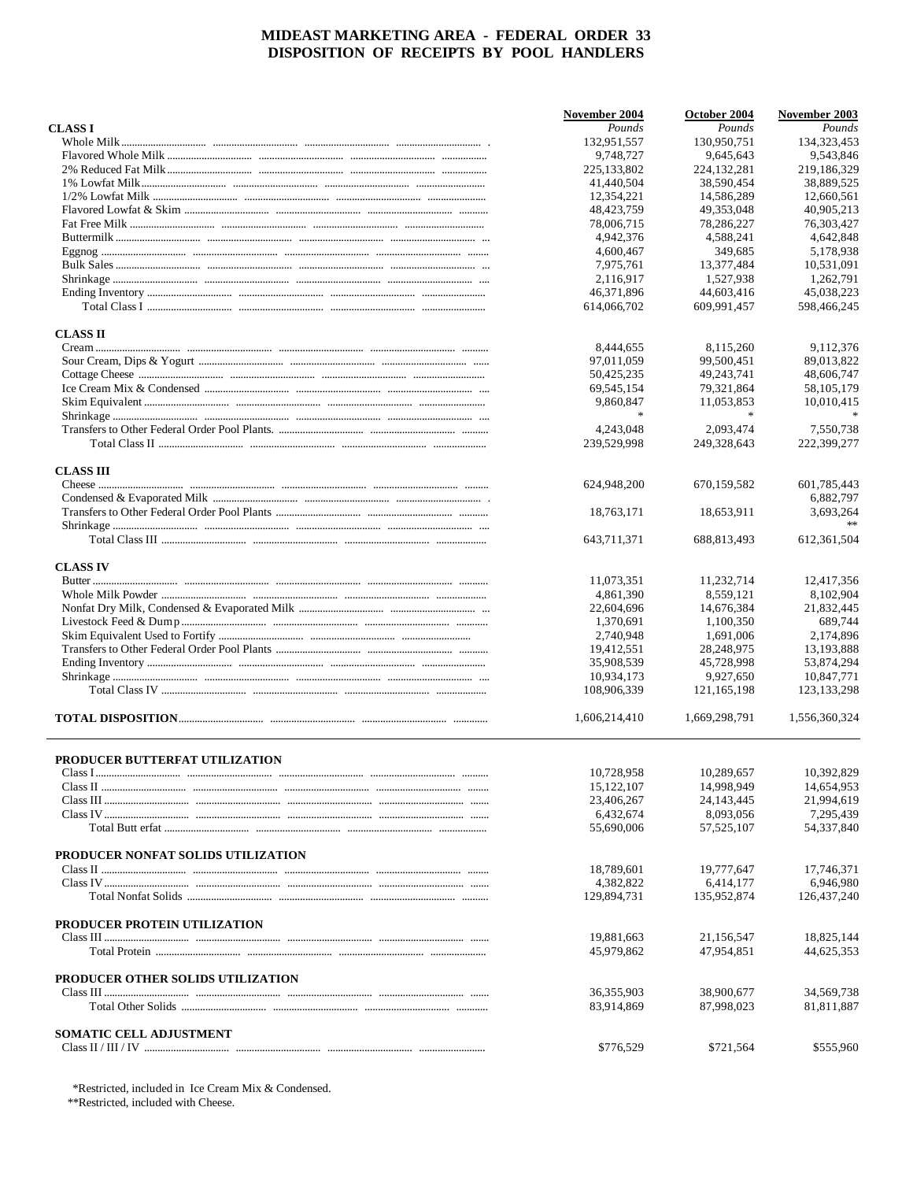# MIDEAST MARKETING AREA - FEDERAL ORDER 33
# DISPOSITION OF RECEIPTS BY POOL HANDLERS

| | November 2004 | October 2004 | November 2003 |
|---|---|---|---|
| **CLASS I** | *Pounds* | *Pounds* | *Pounds* |
| Whole Milk | 132,951,557 | 130,950,751 | 134,323,453 |
| Flavored Whole Milk | 9,748,727 | 9,645,643 | 9,543,846 |
| 2% Reduced Fat Milk | 225,133,802 | 224,132,281 | 219,186,329 |
| 1% Lowfat Milk | 41,440,504 | 38,590,454 | 38,889,525 |
| 1/2% Lowfat Milk | 12,354,221 | 14,586,289 | 12,660,561 |
| Flavored Lowfat & Skim | 48,423,759 | 49,353,048 | 40,905,213 |
| Fat Free Milk | 78,006,715 | 78,286,227 | 76,303,427 |
| Buttermilk | 4,942,376 | 4,588,241 | 4,642,848 |
| Eggnog | 4,600,467 | 349,685 | 5,178,938 |
| Bulk Sales | 7,975,761 | 13,377,484 | 10,531,091 |
| Shrinkage | 2,116,917 | 1,527,938 | 1,262,791 |
| Ending Inventory | 46,371,896 | 44,603,416 | 45,038,223 |
| Total Class I | 614,066,702 | 609,991,457 | 598,466,245 |
| **CLASS II** | | | |
| Cream | 8,444,655 | 8,115,260 | 9,112,376 |
| Sour Cream, Dips & Yogurt | 97,011,059 | 99,500,451 | 89,013,822 |
| Cottage Cheese | 50,425,235 | 49,243,741 | 48,606,747 |
| Ice Cream Mix & Condensed | 69,545,154 | 79,321,864 | 58,105,179 |
| Skim Equivalent | 9,860,847 | 11,053,853 | 10,010,415 |
| Shrinkage | * | * | * |
| Transfers to Other Federal Order Pool Plants. | 4,243,048 | 2,093,474 | 7,550,738 |
| Total Class II | 239,529,998 | 249,328,643 | 222,399,277 |
| **CLASS III** | | | |
| Cheese | 624,948,200 | 670,159,582 | 601,785,443 |
| Condensed & Evaporated Milk | | | 6,882,797 |
| Transfers to Other Federal Order Pool Plants | 18,763,171 | 18,653,911 | 3,693,264 |
| Shrinkage | | | ** |
| Total Class III | 643,711,371 | 688,813,493 | 612,361,504 |
| **CLASS IV** | | | |
| Butter | 11,073,351 | 11,232,714 | 12,417,356 |
| Whole Milk Powder | 4,861,390 | 8,559,121 | 8,102,904 |
| Nonfat Dry Milk, Condensed & Evaporated Milk | 22,604,696 | 14,676,384 | 21,832,445 |
| Livestock Feed & Dump | 1,370,691 | 1,100,350 | 689,744 |
| Skim Equivalent Used to Fortify | 2,740,948 | 1,691,006 | 2,174,896 |
| Transfers to Other Federal Order Pool Plants | 19,412,551 | 28,248,975 | 13,193,888 |
| Ending Inventory | 35,908,539 | 45,728,998 | 53,874,294 |
| Shrinkage | 10,934,173 | 9,927,650 | 10,847,771 |
| Total Class IV | 108,906,339 | 121,165,198 | 123,133,298 |
| **TOTAL DISPOSITION** | 1,606,214,410 | 1,669,298,791 | 1,556,360,324 |

| | November 2004 | October 2004 | November 2003 |
|---|---|---|---|
| **PRODUCER BUTTERFAT UTILIZATION** | | | |
| Class I | 10,728,958 | 10,289,657 | 10,392,829 |
| Class II | 15,122,107 | 14,998,949 | 14,654,953 |
| Class III | 23,406,267 | 24,143,445 | 21,994,619 |
| Class IV | 6,432,674 | 8,093,056 | 7,295,439 |
| Total Butterfat | 55,690,006 | 57,525,107 | 54,337,840 |
| **PRODUCER NONFAT SOLIDS UTILIZATION** | | | |
| Class II | 18,789,601 | 19,777,647 | 17,746,371 |
| Class IV | 4,382,822 | 6,414,177 | 6,946,980 |
| Total Nonfat Solids | 129,894,731 | 135,952,874 | 126,437,240 |
| **PRODUCER PROTEIN UTILIZATION** | | | |
| Class III | 19,881,663 | 21,156,547 | 18,825,144 |
| Total Protein | 45,979,862 | 47,954,851 | 44,625,353 |
| **PRODUCER OTHER SOLIDS UTILIZATION** | | | |
| Class III | 36,355,903 | 38,900,677 | 34,569,738 |
| Total Other Solids | 83,914,869 | 87,998,023 | 81,811,887 |
| **SOMATIC CELL ADJUSTMENT** | | | |
| Class II / III / IV | $776,529 | $721,564 | $555,960 |

*Restricted, included in Ice Cream Mix & Condensed.
**Restricted, included with Cheese.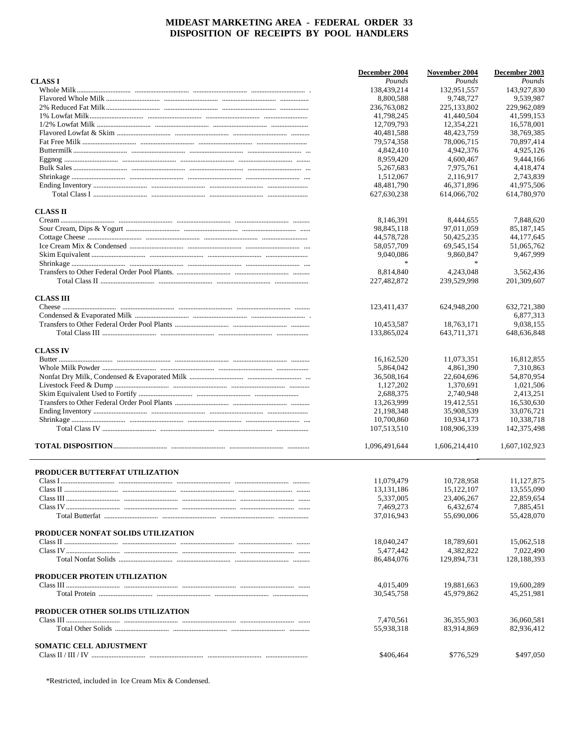# MIDEAST MARKETING AREA - FEDERAL ORDER 33
## DISPOSITION OF RECEIPTS BY POOL HANDLERS

| | December 2004 | November 2004 | December 2003 |
|---|---|---|---|
| **CLASS I** | *Pounds* | *Pounds* | *Pounds* |
| Whole Milk | 138,439,214 | 132,951,557 | 143,927,830 |
| Flavored Whole Milk | 8,800,588 | 9,748,727 | 9,539,987 |
| 2% Reduced Fat Milk | 236,763,082 | 225,133,802 | 229,962,089 |
| 1% Lowfat Milk | 41,798,245 | 41,440,504 | 41,599,153 |
| 1/2% Lowfat Milk | 12,709,793 | 12,354,221 | 16,578,001 |
| Flavored Lowfat & Skim | 40,481,588 | 48,423,759 | 38,769,385 |
| Fat Free Milk | 79,574,358 | 78,006,715 | 70,897,414 |
| Buttermilk | 4,842,410 | 4,942,376 | 4,925,126 |
| Eggnog | 8,959,420 | 4,600,467 | 9,444,166 |
| Bulk Sales | 5,267,683 | 7,975,761 | 4,418,474 |
| Shrinkage | 1,512,067 | 2,116,917 | 2,743,839 |
| Ending Inventory | 48,481,790 | 46,371,896 | 41,975,506 |
| Total Class I | 627,630,238 | 614,066,702 | 614,780,970 |
| **CLASS II** | | | |
| Cream | 8,146,391 | 8,444,655 | 7,848,620 |
| Sour Cream, Dips & Yogurt | 98,845,118 | 97,011,059 | 85,187,145 |
| Cottage Cheese | 44,578,728 | 50,425,235 | 44,177,645 |
| Ice Cream Mix & Condensed | 58,057,709 | 69,545,154 | 51,065,762 |
| Skim Equivalent | 9,040,086 | 9,860,847 | 9,467,999 |
| Shrinkage | * | * | |
| Transfers to Other Federal Order Pool Plants. | 8,814,840 | 4,243,048 | 3,562,436 |
| Total Class II | 227,482,872 | 239,529,998 | 201,309,607 |
| **CLASS III** | | | |
| Cheese | 123,411,437 | 624,948,200 | 632,721,380 |
| Condensed & Evaporated Milk | | | 6,877,313 |
| Transfers to Other Federal Order Pool Plants | 10,453,587 | 18,763,171 | 9,038,155 |
| Total Class III | 133,865,024 | 643,711,371 | 648,636,848 |
| **CLASS IV** | | | |
| Butter | 16,162,520 | 11,073,351 | 16,812,855 |
| Whole Milk Powder | 5,864,042 | 4,861,390 | 7,310,863 |
| Nonfat Dry Milk, Condensed & Evaporated Milk | 36,508,164 | 22,604,696 | 54,870,954 |
| Livestock Feed & Dump | 1,127,202 | 1,370,691 | 1,021,506 |
| Skim Equivalent Used to Fortify | 2,688,375 | 2,740,948 | 2,413,251 |
| Transfers to Other Federal Order Pool Plants | 13,263,999 | 19,412,551 | 16,530,630 |
| Ending Inventory | 21,198,348 | 35,908,539 | 33,076,721 |
| Shrinkage | 10,700,860 | 10,934,173 | 10,338,718 |
| Total Class IV | 107,513,510 | 108,906,339 | 142,375,498 |
| **TOTAL DISPOSITION** | 1,096,491,644 | 1,606,214,410 | 1,607,102,923 |

| | December 2004 | November 2004 | December 2003 |
|---|---|---|---|
| **PRODUCER BUTTERFAT UTILIZATION** | | | |
| Class I | 11,079,479 | 10,728,958 | 11,127,875 |
| Class II | 13,131,186 | 15,122,107 | 13,555,090 |
| Class III | 5,337,005 | 23,406,267 | 22,859,654 |
| Class IV | 7,469,273 | 6,432,674 | 7,885,451 |
| Total Butterfat | 37,016,943 | 55,690,006 | 55,428,070 |
| **PRODUCER NONFAT SOLIDS UTILIZATION** | | | |
| Class II | 18,040,247 | 18,789,601 | 15,062,518 |
| Class IV | 5,477,442 | 4,382,822 | 7,022,490 |
| Total Nonfat Solids | 86,484,076 | 129,894,731 | 128,188,393 |
| **PRODUCER PROTEIN UTILIZATION** | | | |
| Class III | 4,015,409 | 19,881,663 | 19,600,289 |
| Total Protein | 30,545,758 | 45,979,862 | 45,251,981 |
| **PRODUCER OTHER SOLIDS UTILIZATION** | | | |
| Class III | 7,470,561 | 36,355,903 | 36,060,581 |
| Total Other Solids | 55,938,318 | 83,914,869 | 82,936,412 |
| **SOMATIC CELL ADJUSTMENT** | | | |
| Class II / III / IV | $406,464 | $776,529 | $497,050 |

*Restricted, included in Ice Cream Mix & Condensed.